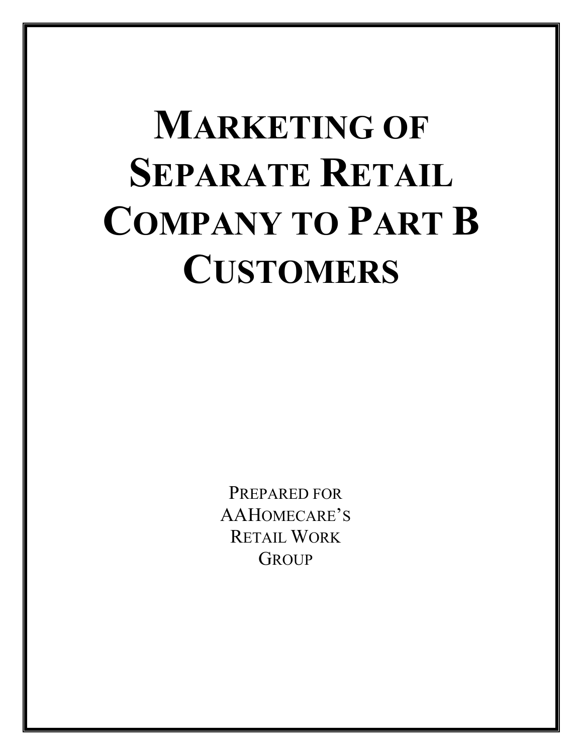# Marketing of Separate Retail Company to Part B Customers

Prepared for
AAHomecare's
Retail Work
Group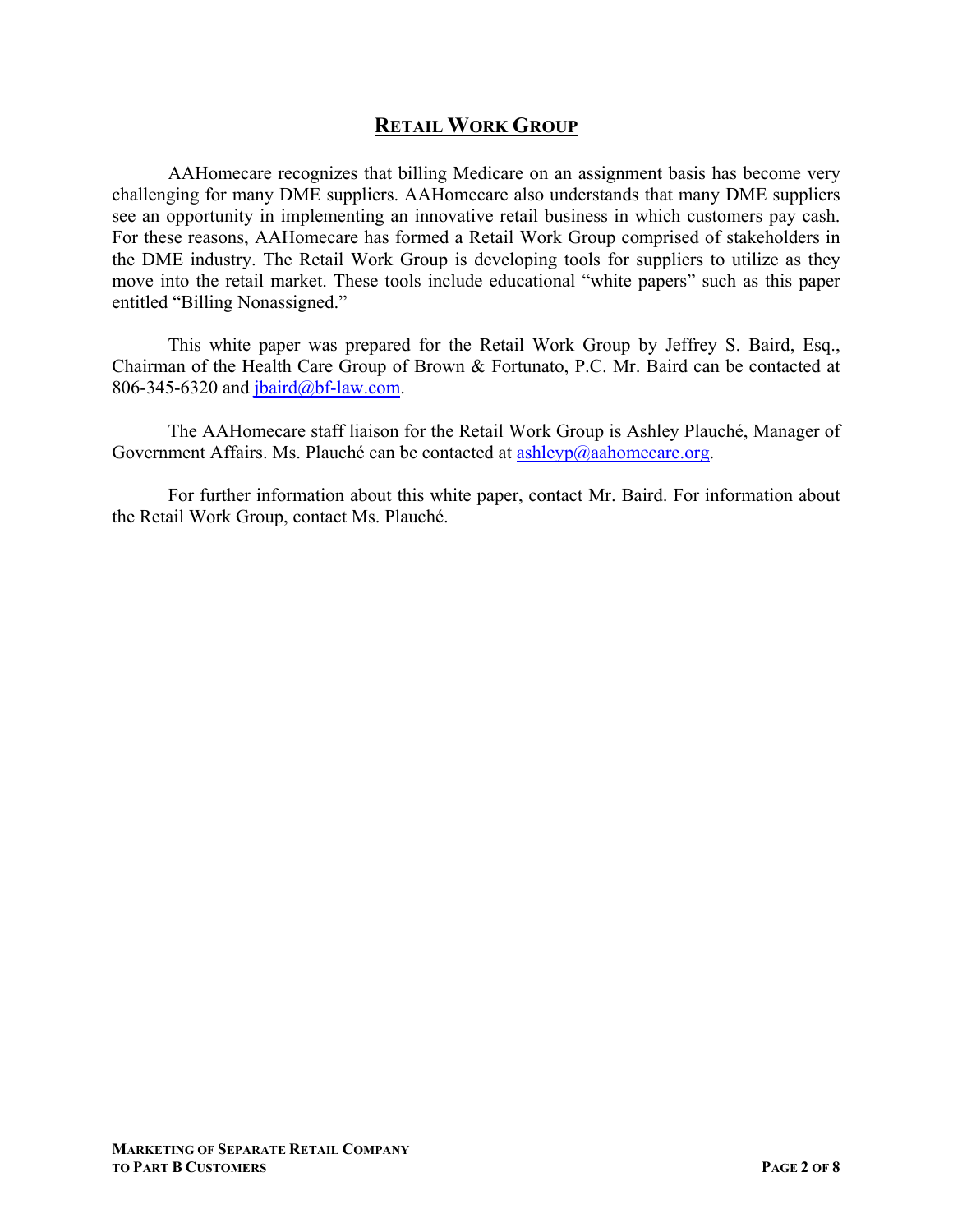## RETAIL WORK GROUP

AAHomecare recognizes that billing Medicare on an assignment basis has become very challenging for many DME suppliers. AAHomecare also understands that many DME suppliers see an opportunity in implementing an innovative retail business in which customers pay cash. For these reasons, AAHomecare has formed a Retail Work Group comprised of stakeholders in the DME industry. The Retail Work Group is developing tools for suppliers to utilize as they move into the retail market. These tools include educational "white papers" such as this paper entitled "Billing Nonassigned."

This white paper was prepared for the Retail Work Group by Jeffrey S. Baird, Esq., Chairman of the Health Care Group of Brown & Fortunato, P.C. Mr. Baird can be contacted at 806-345-6320 and jbaird@bf-law.com.

The AAHomecare staff liaison for the Retail Work Group is Ashley Plauché, Manager of Government Affairs. Ms. Plauché can be contacted at ashleyp@aahomecare.org.

For further information about this white paper, contact Mr. Baird. For information about the Retail Work Group, contact Ms. Plauché.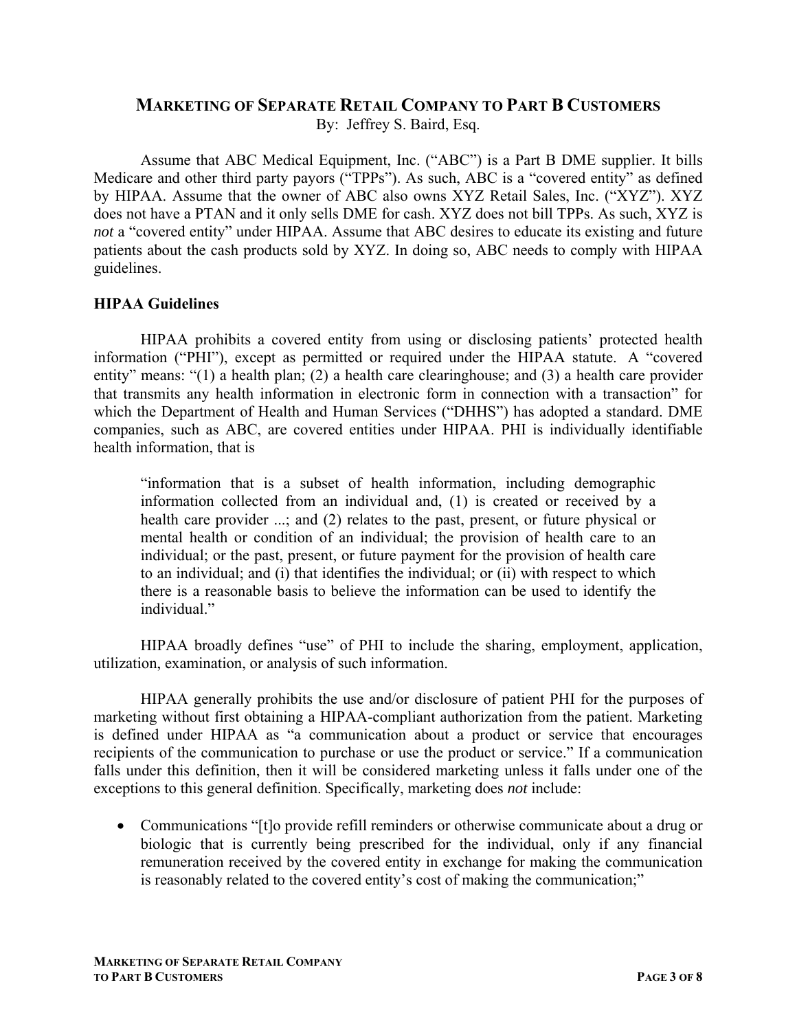## MARKETING OF SEPARATE RETAIL COMPANY TO PART B CUSTOMERS

By: Jeffrey S. Baird, Esq.

Assume that ABC Medical Equipment, Inc. ("ABC") is a Part B DME supplier. It bills Medicare and other third party payors ("TPPs"). As such, ABC is a "covered entity" as defined by HIPAA. Assume that the owner of ABC also owns XYZ Retail Sales, Inc. ("XYZ"). XYZ does not have a PTAN and it only sells DME for cash. XYZ does not bill TPPs. As such, XYZ is *not* a "covered entity" under HIPAA. Assume that ABC desires to educate its existing and future patients about the cash products sold by XYZ. In doing so, ABC needs to comply with HIPAA guidelines.

### HIPAA Guidelines

HIPAA prohibits a covered entity from using or disclosing patients' protected health information ("PHI"), except as permitted or required under the HIPAA statute. A "covered entity" means: "(1) a health plan; (2) a health care clearinghouse; and (3) a health care provider that transmits any health information in electronic form in connection with a transaction" for which the Department of Health and Human Services ("DHHS") has adopted a standard. DME companies, such as ABC, are covered entities under HIPAA. PHI is individually identifiable health information, that is

> "information that is a subset of health information, including demographic information collected from an individual and, (1) is created or received by a health care provider ...; and (2) relates to the past, present, or future physical or mental health or condition of an individual; the provision of health care to an individual; or the past, present, or future payment for the provision of health care to an individual; and (i) that identifies the individual; or (ii) with respect to which there is a reasonable basis to believe the information can be used to identify the individual."

HIPAA broadly defines "use" of PHI to include the sharing, employment, application, utilization, examination, or analysis of such information.

HIPAA generally prohibits the use and/or disclosure of patient PHI for the purposes of marketing without first obtaining a HIPAA-compliant authorization from the patient. Marketing is defined under HIPAA as "a communication about a product or service that encourages recipients of the communication to purchase or use the product or service." If a communication falls under this definition, then it will be considered marketing unless it falls under one of the exceptions to this general definition. Specifically, marketing does *not* include:

- Communications "[t]o provide refill reminders or otherwise communicate about a drug or biologic that is currently being prescribed for the individual, only if any financial remuneration received by the covered entity in exchange for making the communication is reasonably related to the covered entity's cost of making the communication;"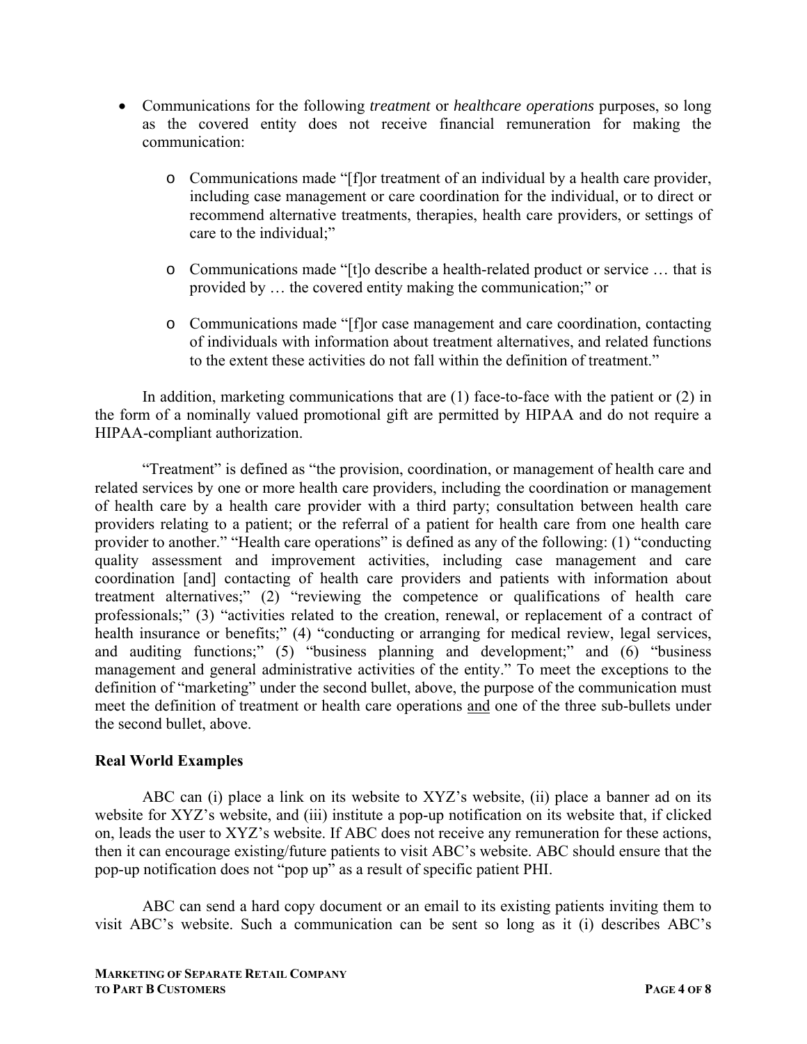- Communications for the following *treatment* or *healthcare operations* purposes, so long as the covered entity does not receive financial remuneration for making the communication:
  - Communications made "[f]or treatment of an individual by a health care provider, including case management or care coordination for the individual, or to direct or recommend alternative treatments, therapies, health care providers, or settings of care to the individual;"
  - Communications made "[t]o describe a health-related product or service … that is provided by … the covered entity making the communication;" or
  - Communications made "[f]or case management and care coordination, contacting of individuals with information about treatment alternatives, and related functions to the extent these activities do not fall within the definition of treatment."

In addition, marketing communications that are (1) face-to-face with the patient or (2) in the form of a nominally valued promotional gift are permitted by HIPAA and do not require a HIPAA-compliant authorization.

"Treatment" is defined as "the provision, coordination, or management of health care and related services by one or more health care providers, including the coordination or management of health care by a health care provider with a third party; consultation between health care providers relating to a patient; or the referral of a patient for health care from one health care provider to another." "Health care operations" is defined as any of the following: (1) "conducting quality assessment and improvement activities, including case management and care coordination [and] contacting of health care providers and patients with information about treatment alternatives;" (2) "reviewing the competence or qualifications of health care professionals;" (3) "activities related to the creation, renewal, or replacement of a contract of health insurance or benefits;" (4) "conducting or arranging for medical review, legal services, and auditing functions;" (5) "business planning and development;" and (6) "business management and general administrative activities of the entity." To meet the exceptions to the definition of "marketing" under the second bullet, above, the purpose of the communication must meet the definition of treatment or health care operations <u>and</u> one of the three sub-bullets under the second bullet, above.

**Real World Examples**

ABC can (i) place a link on its website to XYZ's website, (ii) place a banner ad on its website for XYZ's website, and (iii) institute a pop-up notification on its website that, if clicked on, leads the user to XYZ's website. If ABC does not receive any remuneration for these actions, then it can encourage existing/future patients to visit ABC's website. ABC should ensure that the pop-up notification does not "pop up" as a result of specific patient PHI.

ABC can send a hard copy document or an email to its existing patients inviting them to visit ABC's website. Such a communication can be sent so long as it (i) describes ABC's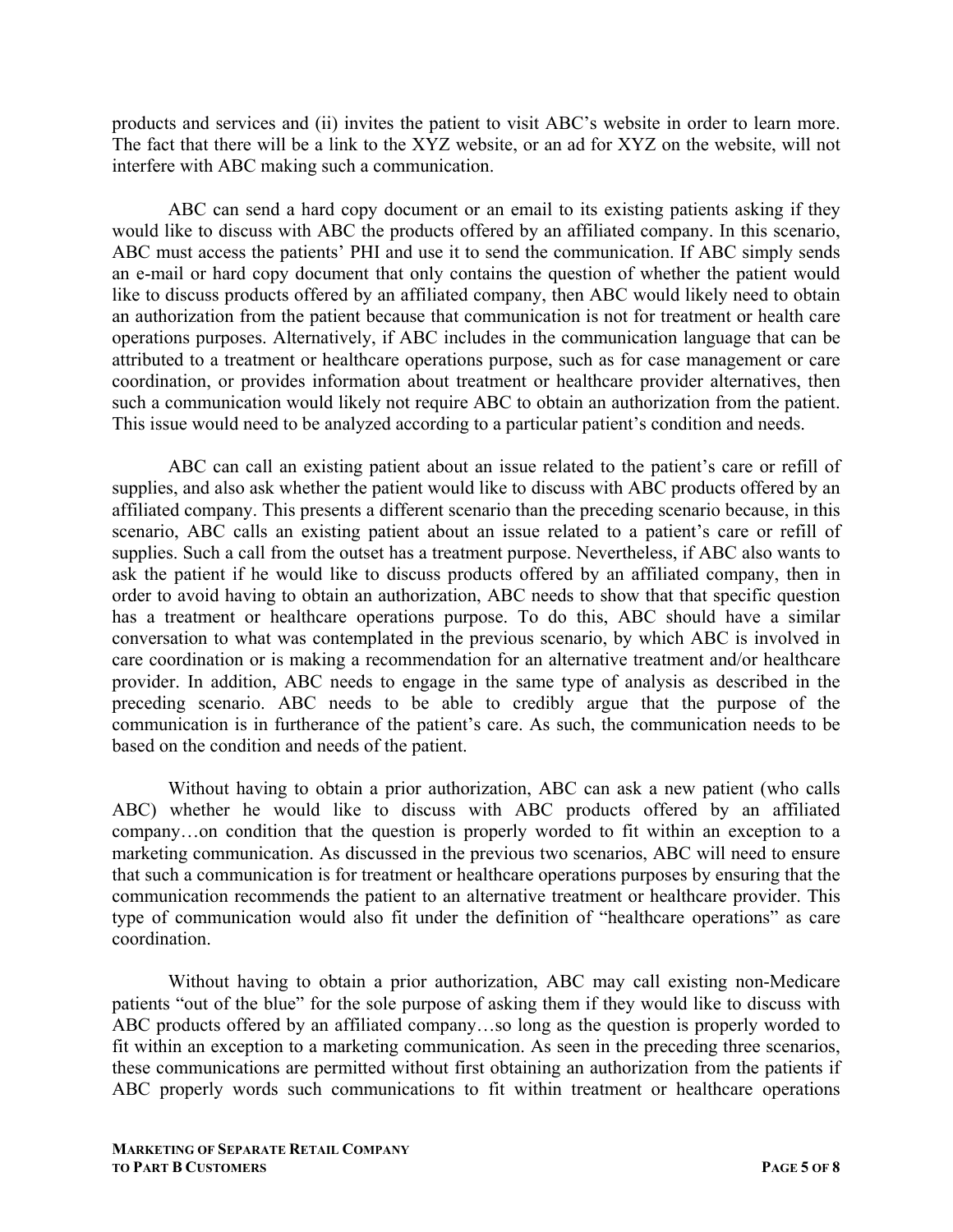products and services and (ii) invites the patient to visit ABC's website in order to learn more. The fact that there will be a link to the XYZ website, or an ad for XYZ on the website, will not interfere with ABC making such a communication.

ABC can send a hard copy document or an email to its existing patients asking if they would like to discuss with ABC the products offered by an affiliated company. In this scenario, ABC must access the patients' PHI and use it to send the communication. If ABC simply sends an e-mail or hard copy document that only contains the question of whether the patient would like to discuss products offered by an affiliated company, then ABC would likely need to obtain an authorization from the patient because that communication is not for treatment or health care operations purposes. Alternatively, if ABC includes in the communication language that can be attributed to a treatment or healthcare operations purpose, such as for case management or care coordination, or provides information about treatment or healthcare provider alternatives, then such a communication would likely not require ABC to obtain an authorization from the patient. This issue would need to be analyzed according to a particular patient's condition and needs.

ABC can call an existing patient about an issue related to the patient's care or refill of supplies, and also ask whether the patient would like to discuss with ABC products offered by an affiliated company. This presents a different scenario than the preceding scenario because, in this scenario, ABC calls an existing patient about an issue related to a patient's care or refill of supplies. Such a call from the outset has a treatment purpose. Nevertheless, if ABC also wants to ask the patient if he would like to discuss products offered by an affiliated company, then in order to avoid having to obtain an authorization, ABC needs to show that that specific question has a treatment or healthcare operations purpose. To do this, ABC should have a similar conversation to what was contemplated in the previous scenario, by which ABC is involved in care coordination or is making a recommendation for an alternative treatment and/or healthcare provider. In addition, ABC needs to engage in the same type of analysis as described in the preceding scenario. ABC needs to be able to credibly argue that the purpose of the communication is in furtherance of the patient's care. As such, the communication needs to be based on the condition and needs of the patient.

Without having to obtain a prior authorization, ABC can ask a new patient (who calls ABC) whether he would like to discuss with ABC products offered by an affiliated company…on condition that the question is properly worded to fit within an exception to a marketing communication. As discussed in the previous two scenarios, ABC will need to ensure that such a communication is for treatment or healthcare operations purposes by ensuring that the communication recommends the patient to an alternative treatment or healthcare provider. This type of communication would also fit under the definition of "healthcare operations" as care coordination.

Without having to obtain a prior authorization, ABC may call existing non-Medicare patients "out of the blue" for the sole purpose of asking them if they would like to discuss with ABC products offered by an affiliated company…so long as the question is properly worded to fit within an exception to a marketing communication. As seen in the preceding three scenarios, these communications are permitted without first obtaining an authorization from the patients if ABC properly words such communications to fit within treatment or healthcare operations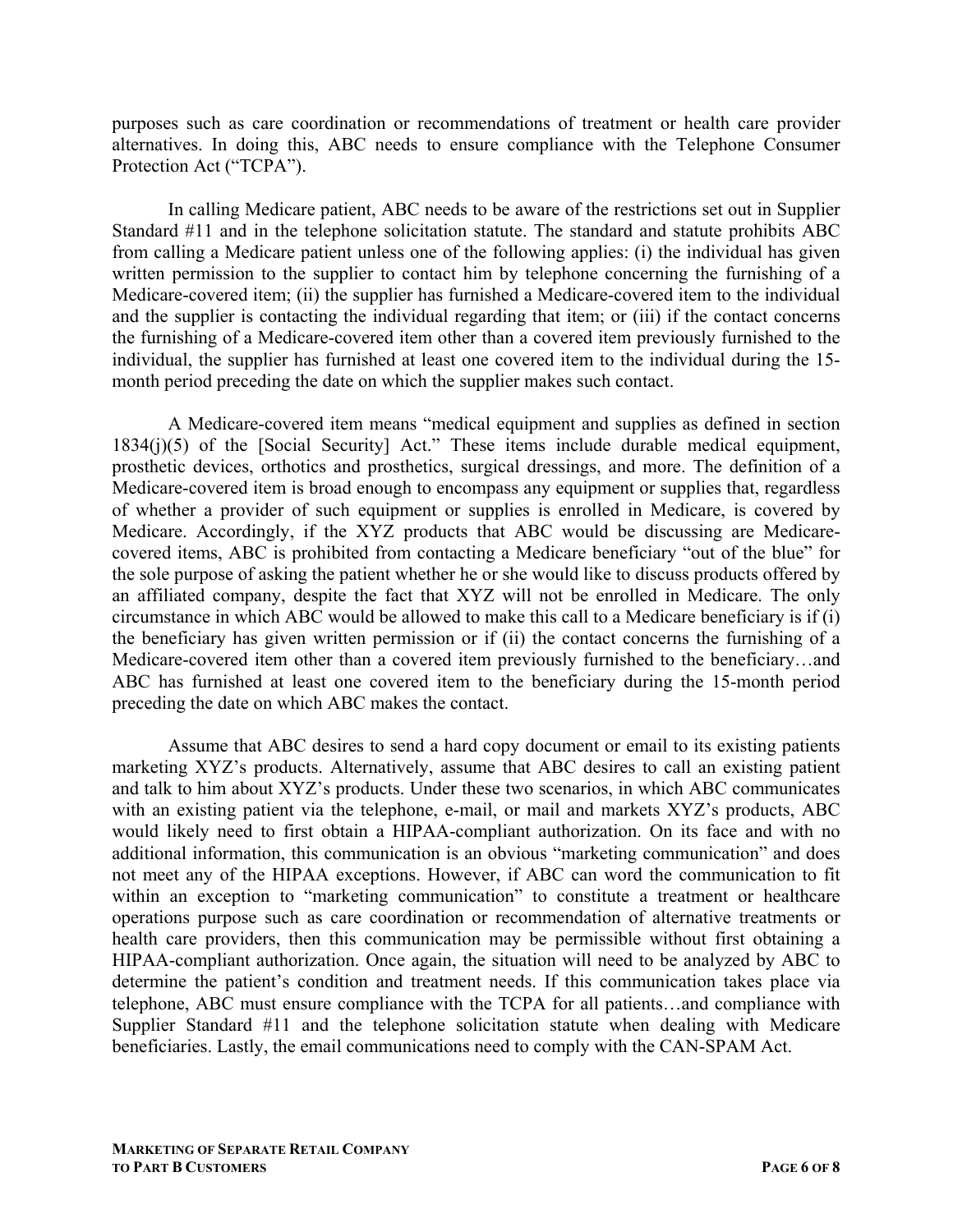purposes such as care coordination or recommendations of treatment or health care provider alternatives. In doing this, ABC needs to ensure compliance with the Telephone Consumer Protection Act ("TCPA").

In calling Medicare patient, ABC needs to be aware of the restrictions set out in Supplier Standard #11 and in the telephone solicitation statute. The standard and statute prohibits ABC from calling a Medicare patient unless one of the following applies: (i) the individual has given written permission to the supplier to contact him by telephone concerning the furnishing of a Medicare-covered item; (ii) the supplier has furnished a Medicare-covered item to the individual and the supplier is contacting the individual regarding that item; or (iii) if the contact concerns the furnishing of a Medicare-covered item other than a covered item previously furnished to the individual, the supplier has furnished at least one covered item to the individual during the 15-month period preceding the date on which the supplier makes such contact.

A Medicare-covered item means "medical equipment and supplies as defined in section 1834(j)(5) of the [Social Security] Act." These items include durable medical equipment, prosthetic devices, orthotics and prosthetics, surgical dressings, and more. The definition of a Medicare-covered item is broad enough to encompass any equipment or supplies that, regardless of whether a provider of such equipment or supplies is enrolled in Medicare, is covered by Medicare. Accordingly, if the XYZ products that ABC would be discussing are Medicare-covered items, ABC is prohibited from contacting a Medicare beneficiary "out of the blue" for the sole purpose of asking the patient whether he or she would like to discuss products offered by an affiliated company, despite the fact that XYZ will not be enrolled in Medicare. The only circumstance in which ABC would be allowed to make this call to a Medicare beneficiary is if (i) the beneficiary has given written permission or if (ii) the contact concerns the furnishing of a Medicare-covered item other than a covered item previously furnished to the beneficiary…and ABC has furnished at least one covered item to the beneficiary during the 15-month period preceding the date on which ABC makes the contact.

Assume that ABC desires to send a hard copy document or email to its existing patients marketing XYZ's products. Alternatively, assume that ABC desires to call an existing patient and talk to him about XYZ's products. Under these two scenarios, in which ABC communicates with an existing patient via the telephone, e-mail, or mail and markets XYZ's products, ABC would likely need to first obtain a HIPAA-compliant authorization. On its face and with no additional information, this communication is an obvious "marketing communication" and does not meet any of the HIPAA exceptions. However, if ABC can word the communication to fit within an exception to "marketing communication" to constitute a treatment or healthcare operations purpose such as care coordination or recommendation of alternative treatments or health care providers, then this communication may be permissible without first obtaining a HIPAA-compliant authorization. Once again, the situation will need to be analyzed by ABC to determine the patient's condition and treatment needs. If this communication takes place via telephone, ABC must ensure compliance with the TCPA for all patients…and compliance with Supplier Standard #11 and the telephone solicitation statute when dealing with Medicare beneficiaries. Lastly, the email communications need to comply with the CAN-SPAM Act.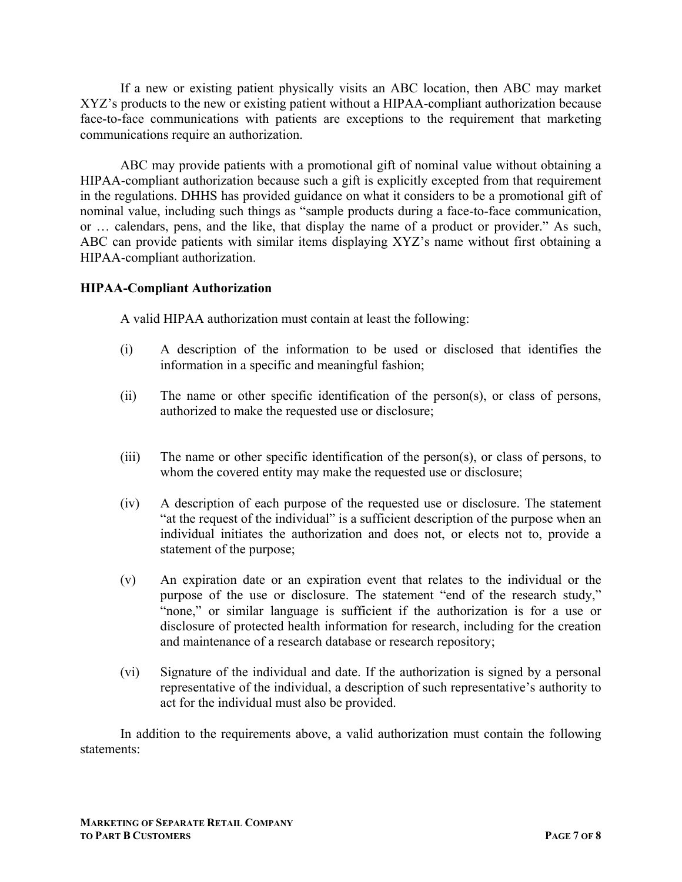If a new or existing patient physically visits an ABC location, then ABC may market XYZ's products to the new or existing patient without a HIPAA-compliant authorization because face-to-face communications with patients are exceptions to the requirement that marketing communications require an authorization.

ABC may provide patients with a promotional gift of nominal value without obtaining a HIPAA-compliant authorization because such a gift is explicitly excepted from that requirement in the regulations. DHHS has provided guidance on what it considers to be a promotional gift of nominal value, including such things as "sample products during a face-to-face communication, or … calendars, pens, and the like, that display the name of a product or provider." As such, ABC can provide patients with similar items displaying XYZ's name without first obtaining a HIPAA-compliant authorization.

**HIPAA-Compliant Authorization**

A valid HIPAA authorization must contain at least the following:

(i) A description of the information to be used or disclosed that identifies the information in a specific and meaningful fashion;

(ii) The name or other specific identification of the person(s), or class of persons, authorized to make the requested use or disclosure;

(iii) The name or other specific identification of the person(s), or class of persons, to whom the covered entity may make the requested use or disclosure;

(iv) A description of each purpose of the requested use or disclosure. The statement "at the request of the individual" is a sufficient description of the purpose when an individual initiates the authorization and does not, or elects not to, provide a statement of the purpose;

(v) An expiration date or an expiration event that relates to the individual or the purpose of the use or disclosure. The statement "end of the research study," "none," or similar language is sufficient if the authorization is for a use or disclosure of protected health information for research, including for the creation and maintenance of a research database or research repository;

(vi) Signature of the individual and date. If the authorization is signed by a personal representative of the individual, a description of such representative's authority to act for the individual must also be provided.

In addition to the requirements above, a valid authorization must contain the following statements: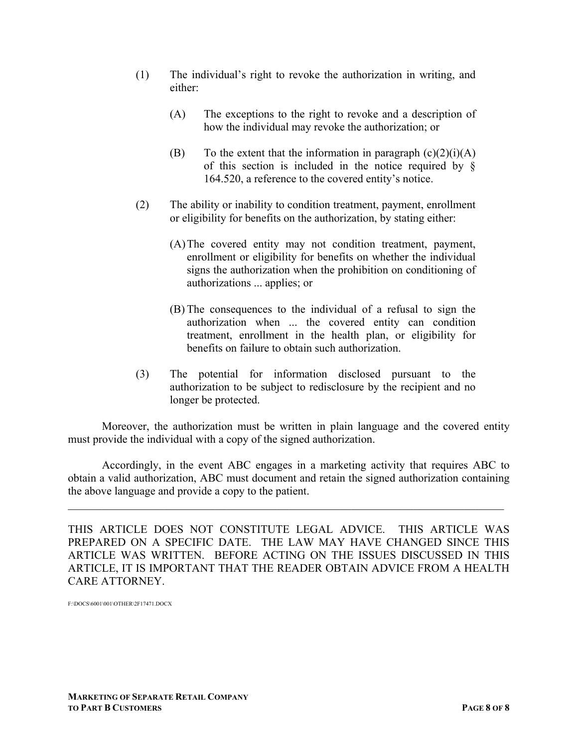(1) The individual's right to revoke the authorization in writing, and either:

(A) The exceptions to the right to revoke and a description of how the individual may revoke the authorization; or

(B) To the extent that the information in paragraph (c)(2)(i)(A) of this section is included in the notice required by § 164.520, a reference to the covered entity's notice.

(2) The ability or inability to condition treatment, payment, enrollment or eligibility for benefits on the authorization, by stating either:

(A) The covered entity may not condition treatment, payment, enrollment or eligibility for benefits on whether the individual signs the authorization when the prohibition on conditioning of authorizations ... applies; or

(B) The consequences to the individual of a refusal to sign the authorization when ... the covered entity can condition treatment, enrollment in the health plan, or eligibility for benefits on failure to obtain such authorization.

(3) The potential for information disclosed pursuant to the authorization to be subject to redisclosure by the recipient and no longer be protected.

Moreover, the authorization must be written in plain language and the covered entity must provide the individual with a copy of the signed authorization.

Accordingly, in the event ABC engages in a marketing activity that requires ABC to obtain a valid authorization, ABC must document and retain the signed authorization containing the above language and provide a copy to the patient.

---

THIS ARTICLE DOES NOT CONSTITUTE LEGAL ADVICE. THIS ARTICLE WAS PREPARED ON A SPECIFIC DATE. THE LAW MAY HAVE CHANGED SINCE THIS ARTICLE WAS WRITTEN. BEFORE ACTING ON THE ISSUES DISCUSSED IN THIS ARTICLE, IT IS IMPORTANT THAT THE READER OBTAIN ADVICE FROM A HEALTH CARE ATTORNEY.

F:\DOCS\6001\001\OTHER\2F17471.DOCX